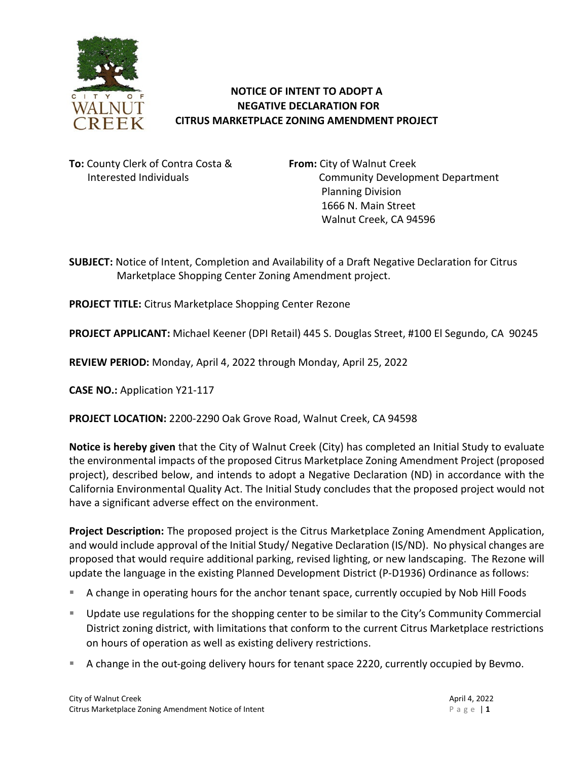# NOTICE OF INTENT TO ADOPT A NEGATIVE DECLARATION FOR CITRUS MARKETPLACE ZONING AMENDMENT PROJECT

**To:** County Clerk of Contra Costa & Interested Individuals

**From:** City of Walnut Creek
Community Development Department
Planning Division
1666 N. Main Street
Walnut Creek, CA 94596

**SUBJECT:** Notice of Intent, Completion and Availability of a Draft Negative Declaration for Citrus Marketplace Shopping Center Zoning Amendment project.

**PROJECT TITLE:** Citrus Marketplace Shopping Center Rezone

**PROJECT APPLICANT:** Michael Keener (DPI Retail) 445 S. Douglas Street, #100 El Segundo, CA 90245

**REVIEW PERIOD:** Monday, April 4, 2022 through Monday, April 25, 2022

**CASE NO.:** Application Y21-117

**PROJECT LOCATION:** 2200-2290 Oak Grove Road, Walnut Creek, CA 94598

**Notice is hereby given** that the City of Walnut Creek (City) has completed an Initial Study to evaluate the environmental impacts of the proposed Citrus Marketplace Zoning Amendment Project (proposed project), described below, and intends to adopt a Negative Declaration (ND) in accordance with the California Environmental Quality Act. The Initial Study concludes that the proposed project would not have a significant adverse effect on the environment.

**Project Description:** The proposed project is the Citrus Marketplace Zoning Amendment Application, and would include approval of the Initial Study/ Negative Declaration (IS/ND). No physical changes are proposed that would require additional parking, revised lighting, or new landscaping. The Rezone will update the language in the existing Planned Development District (P-D1936) Ordinance as follows:

- A change in operating hours for the anchor tenant space, currently occupied by Nob Hill Foods
- Update use regulations for the shopping center to be similar to the City's Community Commercial District zoning district, with limitations that conform to the current Citrus Marketplace restrictions on hours of operation as well as existing delivery restrictions.
- A change in the out-going delivery hours for tenant space 2220, currently occupied by Bevmo.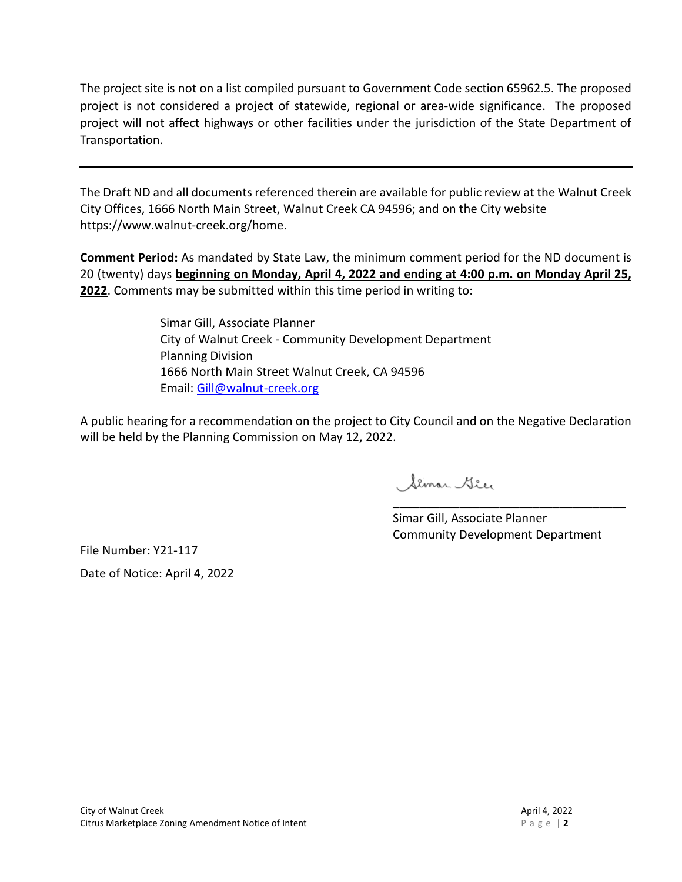The project site is not on a list compiled pursuant to Government Code section 65962.5. The proposed project is not considered a project of statewide, regional or area-wide significance. The proposed project will not affect highways or other facilities under the jurisdiction of the State Department of Transportation.

---

The Draft ND and all documents referenced therein are available for public review at the Walnut Creek City Offices, 1666 North Main Street, Walnut Creek CA 94596; and on the City website https://www.walnut-creek.org/home.

**Comment Period:** As mandated by State Law, the minimum comment period for the ND document is 20 (twenty) days **beginning on Monday, April 4, 2022 and ending at 4:00 p.m. on Monday April 25, 2022**. Comments may be submitted within this time period in writing to:

> Simar Gill, Associate Planner
> City of Walnut Creek - Community Development Department
> Planning Division
> 1666 North Main Street Walnut Creek, CA 94596
> Email: Gill@walnut-creek.org

A public hearing for a recommendation on the project to City Council and on the Negative Declaration will be held by the Planning Commission on May 12, 2022.

Simar Gill

___________________________________

Simar Gill, Associate Planner
Community Development Department

File Number: Y21-117

Date of Notice: April 4, 2022